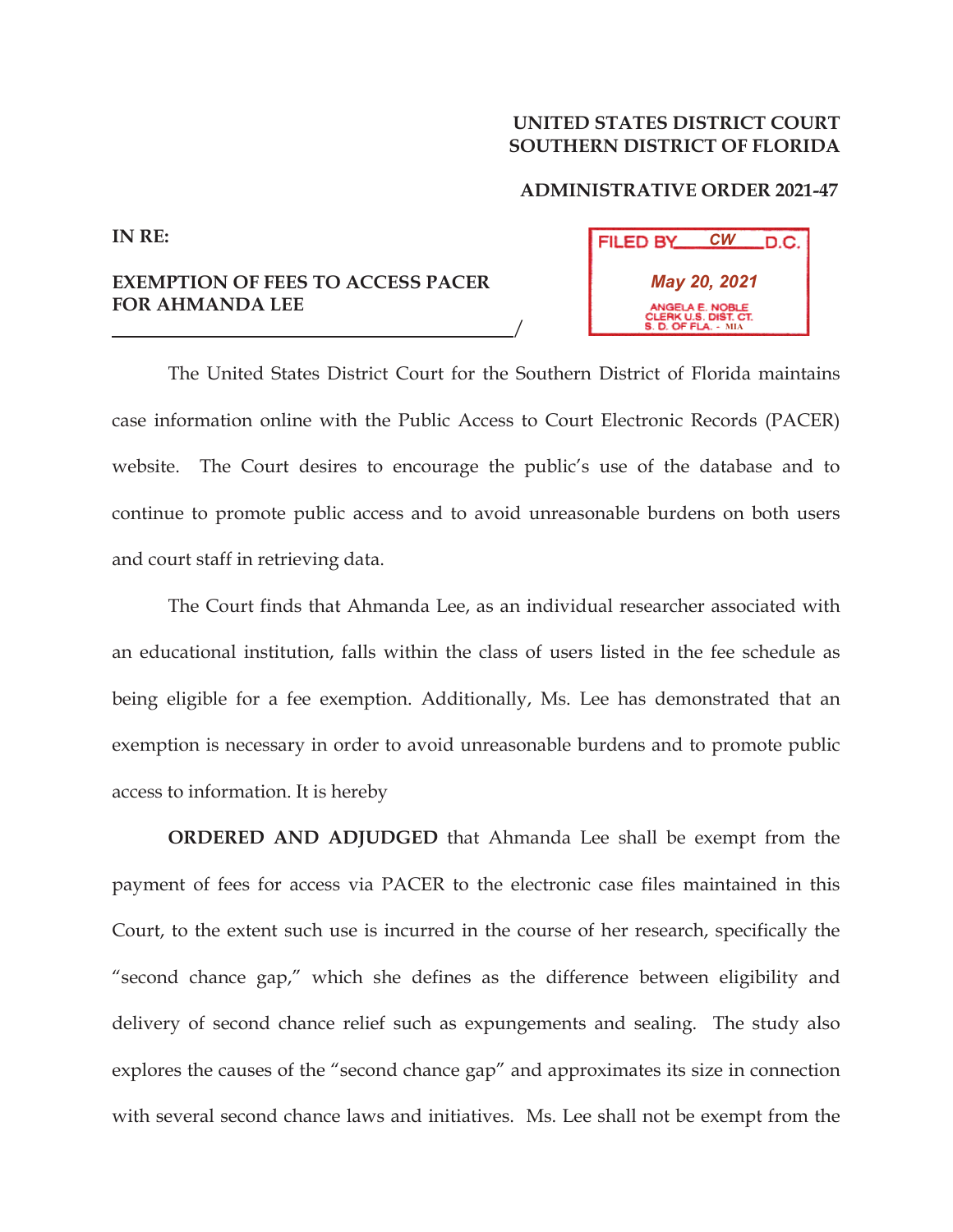**UNITED STATES DISTRICT COURT**
**SOUTHERN DISTRICT OF FLORIDA**

**ADMINISTRATIVE ORDER 2021-47**

**IN RE:**

**EXEMPTION OF FEES TO ACCESS PACER FOR AHMANDA LEE**
/

FILED BY CW D.C.
May 20, 2021
ANGELA E. NOBLE
CLERK U.S. DIST. CT.
S. D. OF FLA. - MIA

The United States District Court for the Southern District of Florida maintains case information online with the Public Access to Court Electronic Records (PACER) website. The Court desires to encourage the public's use of the database and to continue to promote public access and to avoid unreasonable burdens on both users and court staff in retrieving data.

The Court finds that Ahmanda Lee, as an individual researcher associated with an educational institution, falls within the class of users listed in the fee schedule as being eligible for a fee exemption. Additionally, Ms. Lee has demonstrated that an exemption is necessary in order to avoid unreasonable burdens and to promote public access to information. It is hereby

**ORDERED AND ADJUDGED** that Ahmanda Lee shall be exempt from the payment of fees for access via PACER to the electronic case files maintained in this Court, to the extent such use is incurred in the course of her research, specifically the "second chance gap," which she defines as the difference between eligibility and delivery of second chance relief such as expungements and sealing. The study also explores the causes of the "second chance gap" and approximates its size in connection with several second chance laws and initiatives. Ms. Lee shall not be exempt from the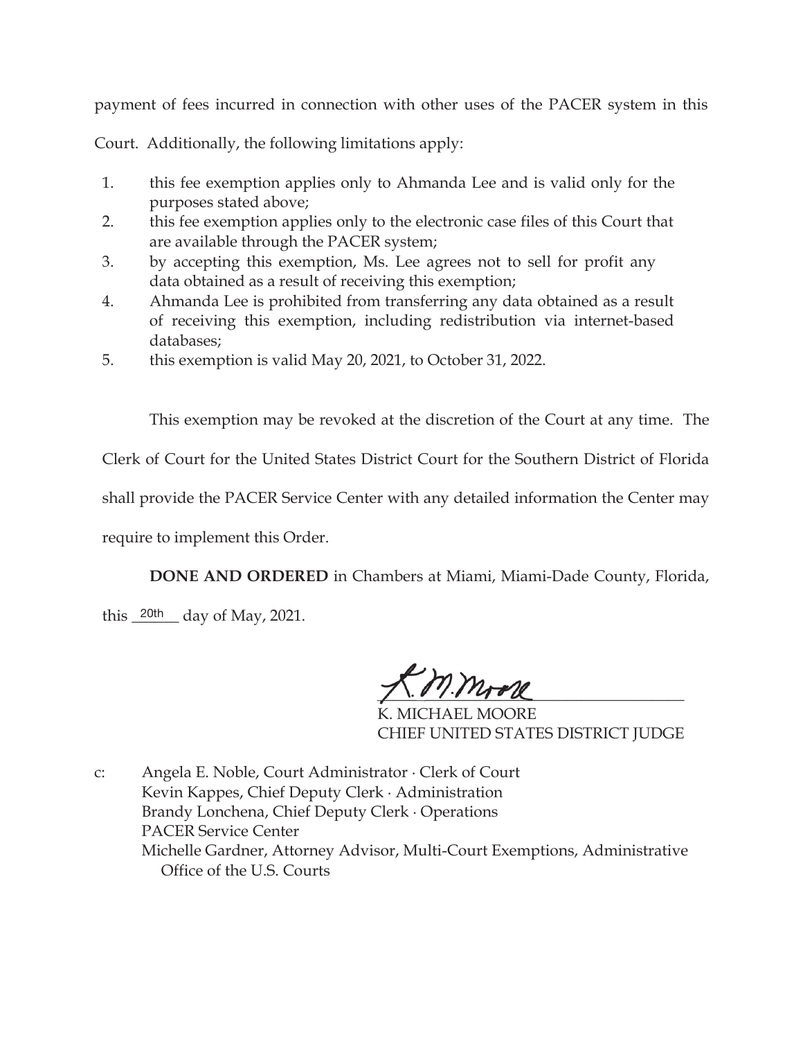payment of fees incurred in connection with other uses of the PACER system in this Court. Additionally, the following limitations apply:

1. this fee exemption applies only to Ahmanda Lee and is valid only for the purposes stated above;
2. this fee exemption applies only to the electronic case files of this Court that are available through the PACER system;
3. by accepting this exemption, Ms. Lee agrees not to sell for profit any data obtained as a result of receiving this exemption;
4. Ahmanda Lee is prohibited from transferring any data obtained as a result of receiving this exemption, including redistribution via internet-based databases;
5. this exemption is valid May 20, 2021, to October 31, 2022.

This exemption may be revoked at the discretion of the Court at any time. The Clerk of Court for the United States District Court for the Southern District of Florida shall provide the PACER Service Center with any detailed information the Center may require to implement this Order.

**DONE AND ORDERED** in Chambers at Miami, Miami-Dade County, Florida, this 20th day of May, 2021.

K. MICHAEL MOORE
CHIEF UNITED STATES DISTRICT JUDGE

c: Angela E. Noble, Court Administrator · Clerk of Court
Kevin Kappes, Chief Deputy Clerk · Administration
Brandy Lonchena, Chief Deputy Clerk · Operations
PACER Service Center
Michelle Gardner, Attorney Advisor, Multi-Court Exemptions, Administrative Office of the U.S. Courts